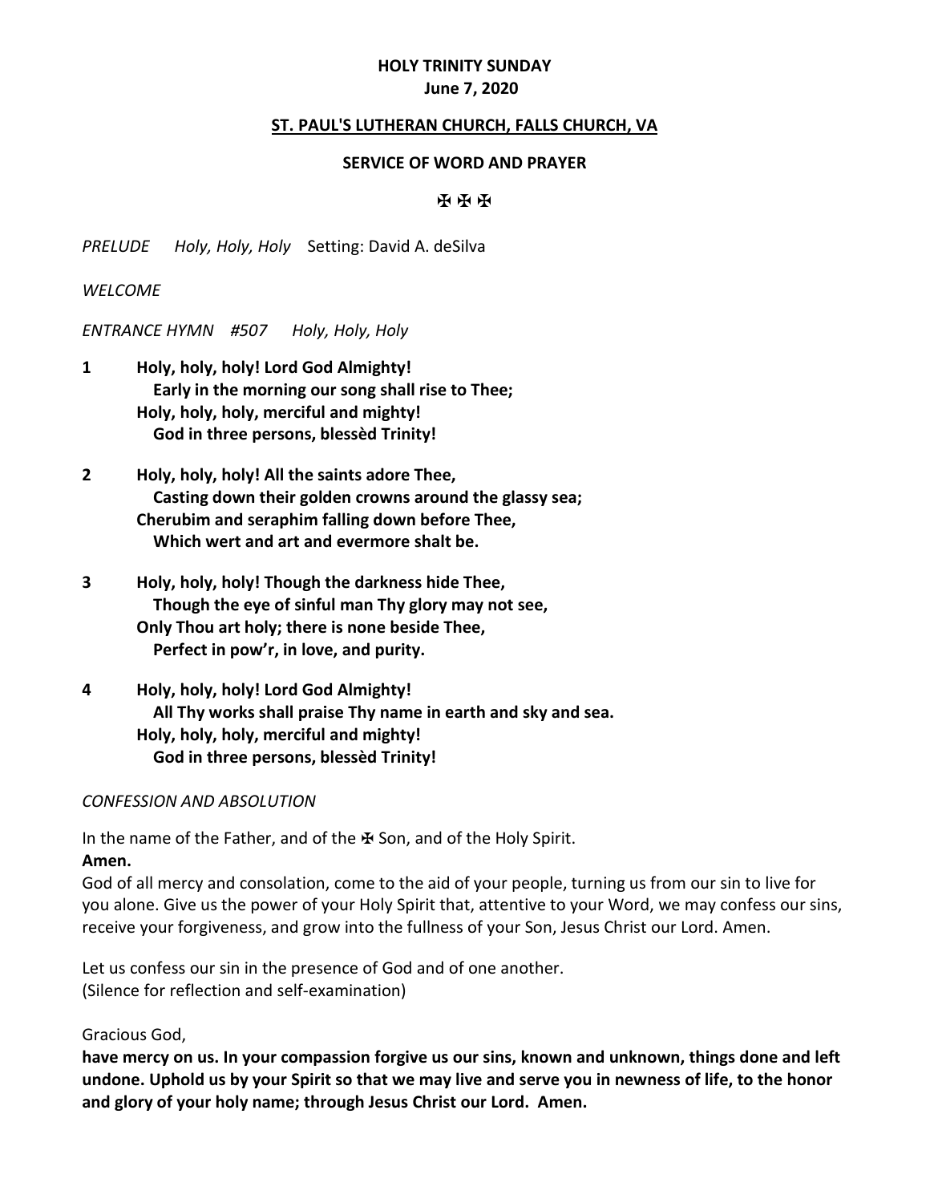**HOLY TRINITY SUNDAY**
**June 7, 2020**

**ST. PAUL'S LUTHERAN CHURCH, FALLS CHURCH, VA**

**SERVICE OF WORD AND PRAYER**

✠ ✠ ✠

*PRELUDE* *Holy, Holy, Holy* Setting: David A. deSilva

*WELCOME*

*ENTRANCE HYMN #507 Holy, Holy, Holy*

**1** **Holy, holy, holy! Lord God Almighty!**
**Early in the morning our song shall rise to Thee;**
**Holy, holy, holy, merciful and mighty!**
**God in three persons, blessèd Trinity!**

**2** **Holy, holy, holy! All the saints adore Thee,**
**Casting down their golden crowns around the glassy sea;**
**Cherubim and seraphim falling down before Thee,**
**Which wert and art and evermore shalt be.**

**3** **Holy, holy, holy! Though the darkness hide Thee,**
**Though the eye of sinful man Thy glory may not see,**
**Only Thou art holy; there is none beside Thee,**
**Perfect in pow'r, in love, and purity.**

**4** **Holy, holy, holy! Lord God Almighty!**
**All Thy works shall praise Thy name in earth and sky and sea.**
**Holy, holy, holy, merciful and mighty!**
**God in three persons, blessèd Trinity!**

*CONFESSION AND ABSOLUTION*

In the name of the Father, and of the ✠ Son, and of the Holy Spirit.
**Amen.**
God of all mercy and consolation, come to the aid of your people, turning us from our sin to live for you alone. Give us the power of your Holy Spirit that, attentive to your Word, we may confess our sins, receive your forgiveness, and grow into the fullness of your Son, Jesus Christ our Lord. Amen.

Let us confess our sin in the presence of God and of one another.
(Silence for reflection and self-examination)

Gracious God,
**have mercy on us. In your compassion forgive us our sins, known and unknown, things done and left undone. Uphold us by your Spirit so that we may live and serve you in newness of life, to the honor and glory of your holy name; through Jesus Christ our Lord. Amen.**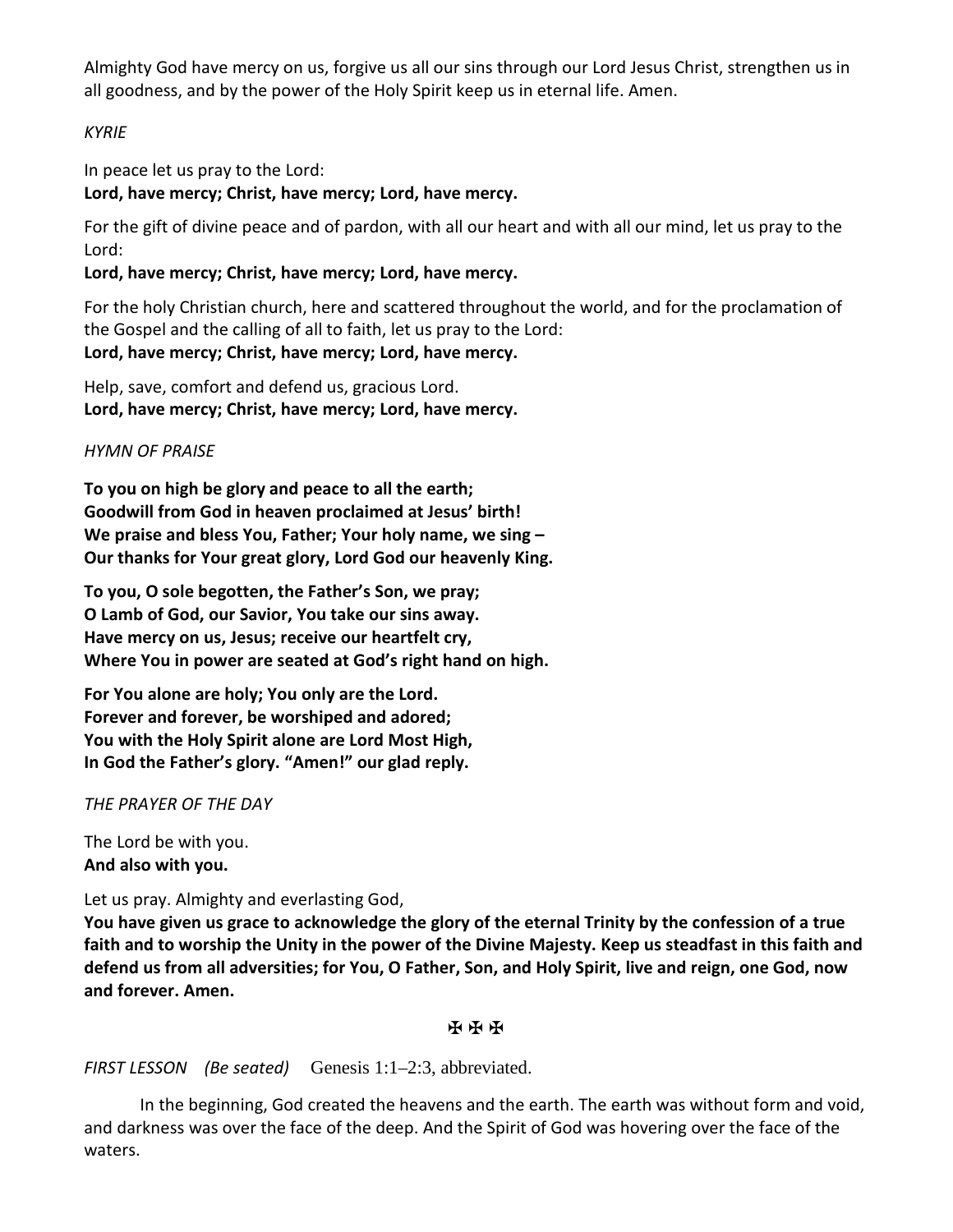Almighty God have mercy on us, forgive us all our sins through our Lord Jesus Christ, strengthen us in all goodness, and by the power of the Holy Spirit keep us in eternal life. Amen.

*KYRIE*

In peace let us pray to the Lord:
**Lord, have mercy; Christ, have mercy; Lord, have mercy.**

For the gift of divine peace and of pardon, with all our heart and with all our mind, let us pray to the Lord:
**Lord, have mercy; Christ, have mercy; Lord, have mercy.**

For the holy Christian church, here and scattered throughout the world, and for the proclamation of the Gospel and the calling of all to faith, let us pray to the Lord:
**Lord, have mercy; Christ, have mercy; Lord, have mercy.**

Help, save, comfort and defend us, gracious Lord.
**Lord, have mercy; Christ, have mercy; Lord, have mercy.**

*HYMN OF PRAISE*

**To you on high be glory and peace to all the earth;**
**Goodwill from God in heaven proclaimed at Jesus' birth!**
**We praise and bless You, Father; Your holy name, we sing –**
**Our thanks for Your great glory, Lord God our heavenly King.**

**To you, O sole begotten, the Father's Son, we pray;**
**O Lamb of God, our Savior, You take our sins away.**
**Have mercy on us, Jesus; receive our heartfelt cry,**
**Where You in power are seated at God's right hand on high.**

**For You alone are holy; You only are the Lord.**
**Forever and forever, be worshiped and adored;**
**You with the Holy Spirit alone are Lord Most High,**
**In God the Father's glory. "Amen!" our glad reply.**

*THE PRAYER OF THE DAY*

The Lord be with you.
**And also with you.**

Let us pray. Almighty and everlasting God,
**You have given us grace to acknowledge the glory of the eternal Trinity by the confession of a true faith and to worship the Unity in the power of the Divine Majesty. Keep us steadfast in this faith and defend us from all adversities; for You, O Father, Son, and Holy Spirit, live and reign, one God, now and forever. Amen.**

✠ ✠ ✠

*FIRST LESSON (Be seated)* Genesis 1:1–2:3, abbreviated.

In the beginning, God created the heavens and the earth. The earth was without form and void, and darkness was over the face of the deep. And the Spirit of God was hovering over the face of the waters.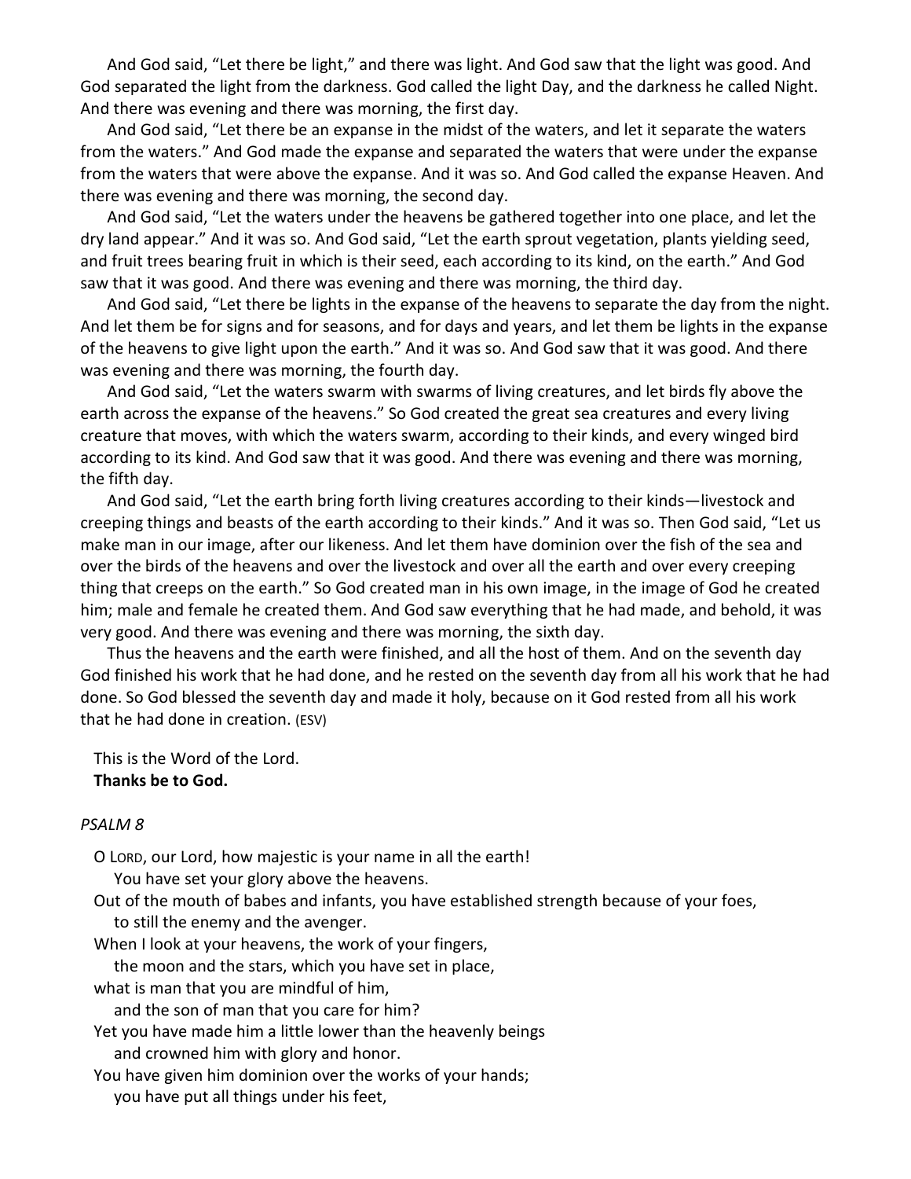And God said, "Let there be light," and there was light. And God saw that the light was good. And God separated the light from the darkness. God called the light Day, and the darkness he called Night. And there was evening and there was morning, the first day.

And God said, "Let there be an expanse in the midst of the waters, and let it separate the waters from the waters." And God made the expanse and separated the waters that were under the expanse from the waters that were above the expanse. And it was so. And God called the expanse Heaven. And there was evening and there was morning, the second day.

And God said, "Let the waters under the heavens be gathered together into one place, and let the dry land appear." And it was so. And God said, "Let the earth sprout vegetation, plants yielding seed, and fruit trees bearing fruit in which is their seed, each according to its kind, on the earth." And God saw that it was good. And there was evening and there was morning, the third day.

And God said, "Let there be lights in the expanse of the heavens to separate the day from the night. And let them be for signs and for seasons, and for days and years, and let them be lights in the expanse of the heavens to give light upon the earth." And it was so. And God saw that it was good. And there was evening and there was morning, the fourth day.

And God said, "Let the waters swarm with swarms of living creatures, and let birds fly above the earth across the expanse of the heavens." So God created the great sea creatures and every living creature that moves, with which the waters swarm, according to their kinds, and every winged bird according to its kind. And God saw that it was good. And there was evening and there was morning, the fifth day.

And God said, "Let the earth bring forth living creatures according to their kinds—livestock and creeping things and beasts of the earth according to their kinds." And it was so. Then God said, "Let us make man in our image, after our likeness. And let them have dominion over the fish of the sea and over the birds of the heavens and over the livestock and over all the earth and over every creeping thing that creeps on the earth." So God created man in his own image, in the image of God he created him; male and female he created them. And God saw everything that he had made, and behold, it was very good. And there was evening and there was morning, the sixth day.

Thus the heavens and the earth were finished, and all the host of them. And on the seventh day God finished his work that he had done, and he rested on the seventh day from all his work that he had done. So God blessed the seventh day and made it holy, because on it God rested from all his work that he had done in creation. (ESV)

This is the Word of the Lord.
**Thanks be to God.**

*PSALM 8*

O LORD, our Lord, how majestic is your name in all the earth!
 You have set your glory above the heavens.
Out of the mouth of babes and infants, you have established strength because of your foes,
 to still the enemy and the avenger.
When I look at your heavens, the work of your fingers,
 the moon and the stars, which you have set in place,
what is man that you are mindful of him,
 and the son of man that you care for him?
Yet you have made him a little lower than the heavenly beings
 and crowned him with glory and honor.
You have given him dominion over the works of your hands;
 you have put all things under his feet,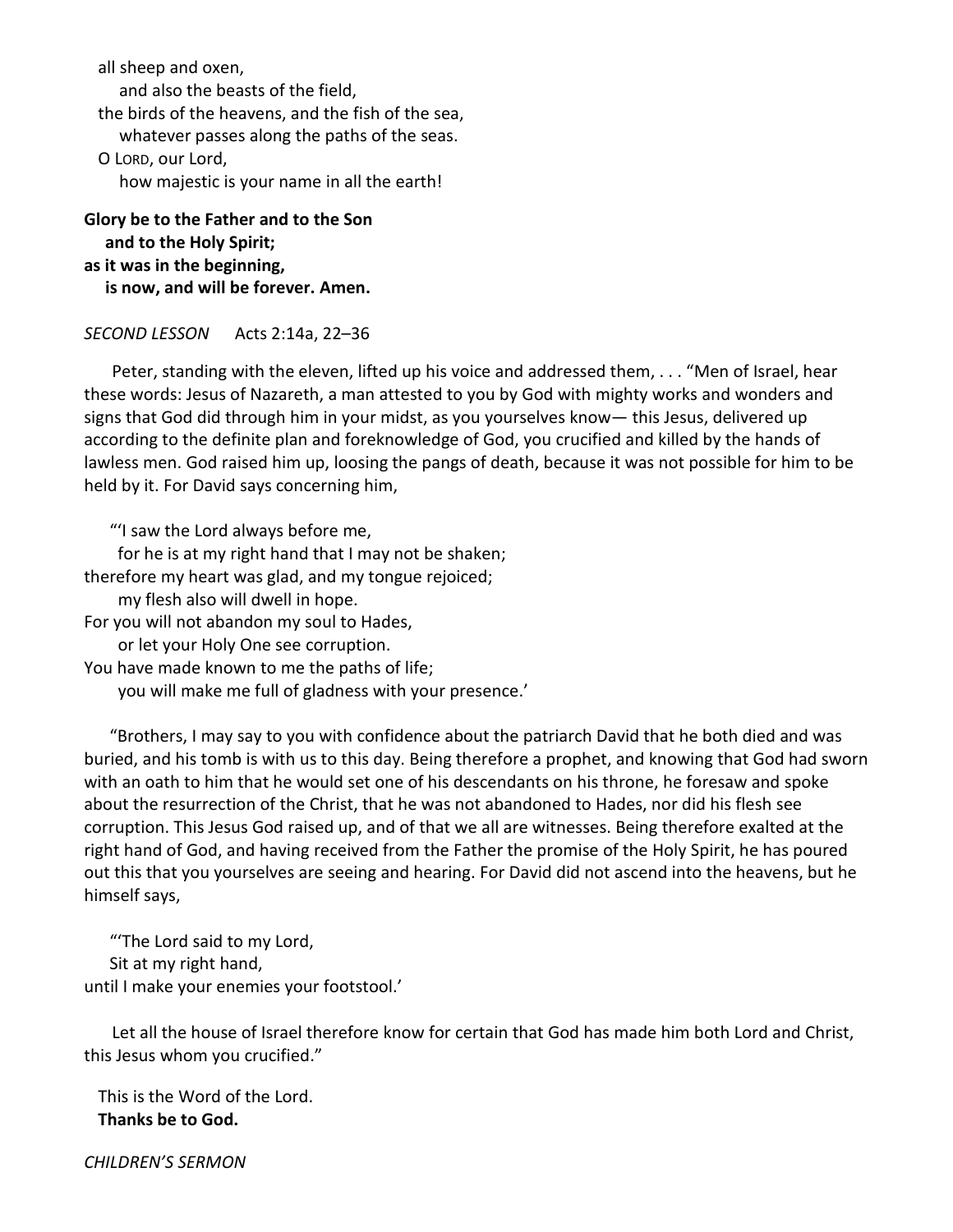all sheep and oxen,
    and also the beasts of the field,
the birds of the heavens, and the fish of the sea,
    whatever passes along the paths of the seas.
O LORD, our Lord,
    how majestic is your name in all the earth!

**Glory be to the Father and to the Son**
**and to the Holy Spirit;**
**as it was in the beginning,**
**is now, and will be forever. Amen.**

*SECOND LESSON* Acts 2:14a, 22–36

Peter, standing with the eleven, lifted up his voice and addressed them, . . . "Men of Israel, hear these words: Jesus of Nazareth, a man attested to you by God with mighty works and wonders and signs that God did through him in your midst, as you yourselves know— this Jesus, delivered up according to the definite plan and foreknowledge of God, you crucified and killed by the hands of lawless men. God raised him up, loosing the pangs of death, because it was not possible for him to be held by it. For David says concerning him,

"'I saw the Lord always before me,
    for he is at my right hand that I may not be shaken;
therefore my heart was glad, and my tongue rejoiced;
    my flesh also will dwell in hope.
For you will not abandon my soul to Hades,
    or let your Holy One see corruption.
You have made known to me the paths of life;
    you will make me full of gladness with your presence.'

"Brothers, I may say to you with confidence about the patriarch David that he both died and was buried, and his tomb is with us to this day. Being therefore a prophet, and knowing that God had sworn with an oath to him that he would set one of his descendants on his throne, he foresaw and spoke about the resurrection of the Christ, that he was not abandoned to Hades, nor did his flesh see corruption. This Jesus God raised up, and of that we all are witnesses. Being therefore exalted at the right hand of God, and having received from the Father the promise of the Holy Spirit, he has poured out this that you yourselves are seeing and hearing. For David did not ascend into the heavens, but he himself says,

"'The Lord said to my Lord,
    Sit at my right hand,
until I make your enemies your footstool.'

Let all the house of Israel therefore know for certain that God has made him both Lord and Christ, this Jesus whom you crucified."

This is the Word of the Lord.
**Thanks be to God.**

*CHILDREN'S SERMON*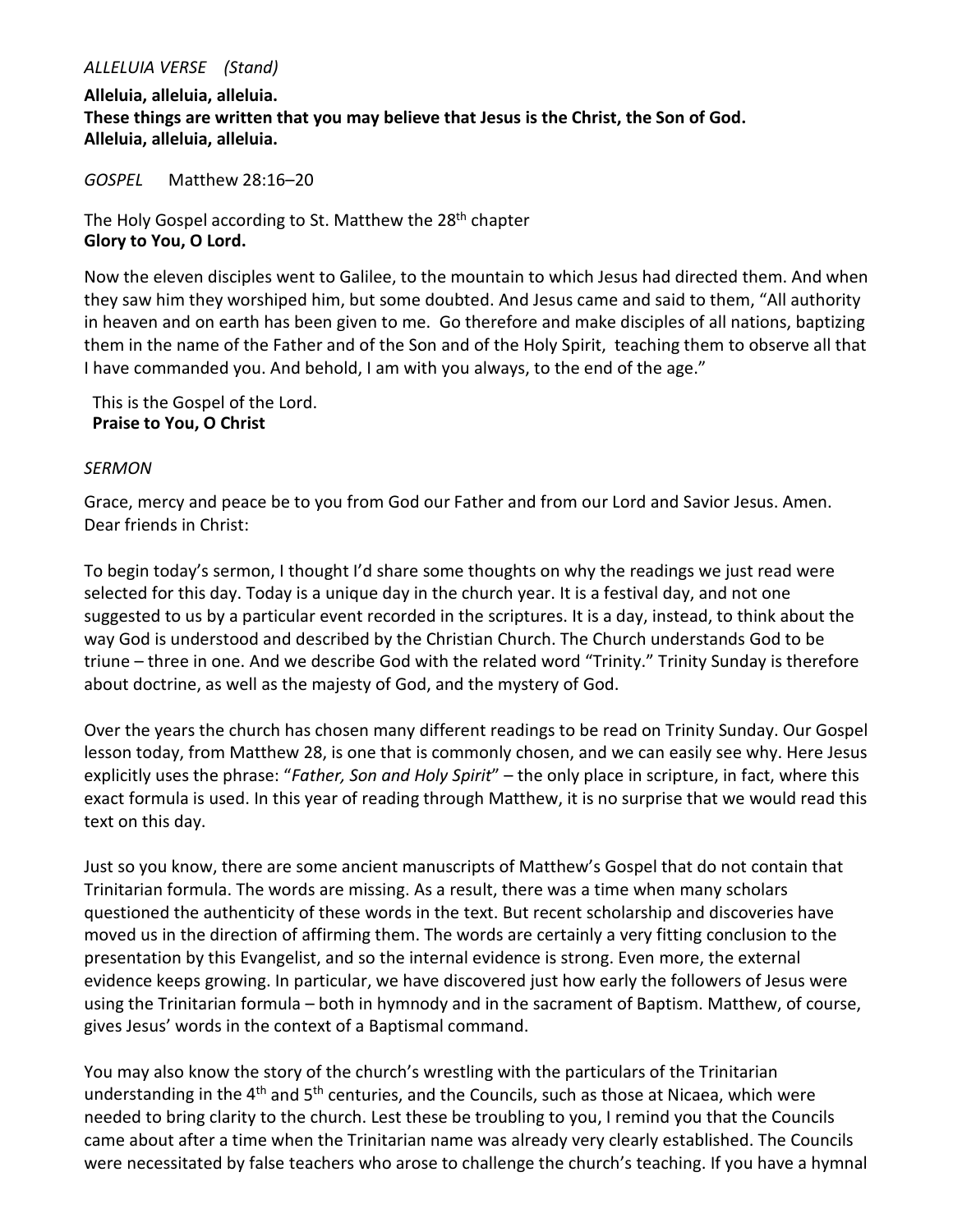*ALLELUIA VERSE (Stand)*

**Alleluia, alleluia, alleluia.**
**These things are written that you may believe that Jesus is the Christ, the Son of God.**
**Alleluia, alleluia, alleluia.**

*GOSPEL* Matthew 28:16–20

The Holy Gospel according to St. Matthew the 28th chapter
**Glory to You, O Lord.**

Now the eleven disciples went to Galilee, to the mountain to which Jesus had directed them. And when they saw him they worshiped him, but some doubted. And Jesus came and said to them, "All authority in heaven and on earth has been given to me. Go therefore and make disciples of all nations, baptizing them in the name of the Father and of the Son and of the Holy Spirit, teaching them to observe all that I have commanded you. And behold, I am with you always, to the end of the age."

This is the Gospel of the Lord.
**Praise to You, O Christ**

*SERMON*

Grace, mercy and peace be to you from God our Father and from our Lord and Savior Jesus. Amen.
Dear friends in Christ:

To begin today's sermon, I thought I'd share some thoughts on why the readings we just read were selected for this day. Today is a unique day in the church year. It is a festival day, and not one suggested to us by a particular event recorded in the scriptures. It is a day, instead, to think about the way God is understood and described by the Christian Church. The Church understands God to be triune – three in one. And we describe God with the related word "Trinity." Trinity Sunday is therefore about doctrine, as well as the majesty of God, and the mystery of God.

Over the years the church has chosen many different readings to be read on Trinity Sunday. Our Gospel lesson today, from Matthew 28, is one that is commonly chosen, and we can easily see why. Here Jesus explicitly uses the phrase: "*Father, Son and Holy Spirit*" – the only place in scripture, in fact, where this exact formula is used. In this year of reading through Matthew, it is no surprise that we would read this text on this day.

Just so you know, there are some ancient manuscripts of Matthew's Gospel that do not contain that Trinitarian formula. The words are missing. As a result, there was a time when many scholars questioned the authenticity of these words in the text. But recent scholarship and discoveries have moved us in the direction of affirming them. The words are certainly a very fitting conclusion to the presentation by this Evangelist, and so the internal evidence is strong. Even more, the external evidence keeps growing. In particular, we have discovered just how early the followers of Jesus were using the Trinitarian formula – both in hymnody and in the sacrament of Baptism. Matthew, of course, gives Jesus' words in the context of a Baptismal command.

You may also know the story of the church's wrestling with the particulars of the Trinitarian understanding in the 4th and 5th centuries, and the Councils, such as those at Nicaea, which were needed to bring clarity to the church. Lest these be troubling to you, I remind you that the Councils came about after a time when the Trinitarian name was already very clearly established. The Councils were necessitated by false teachers who arose to challenge the church's teaching. If you have a hymnal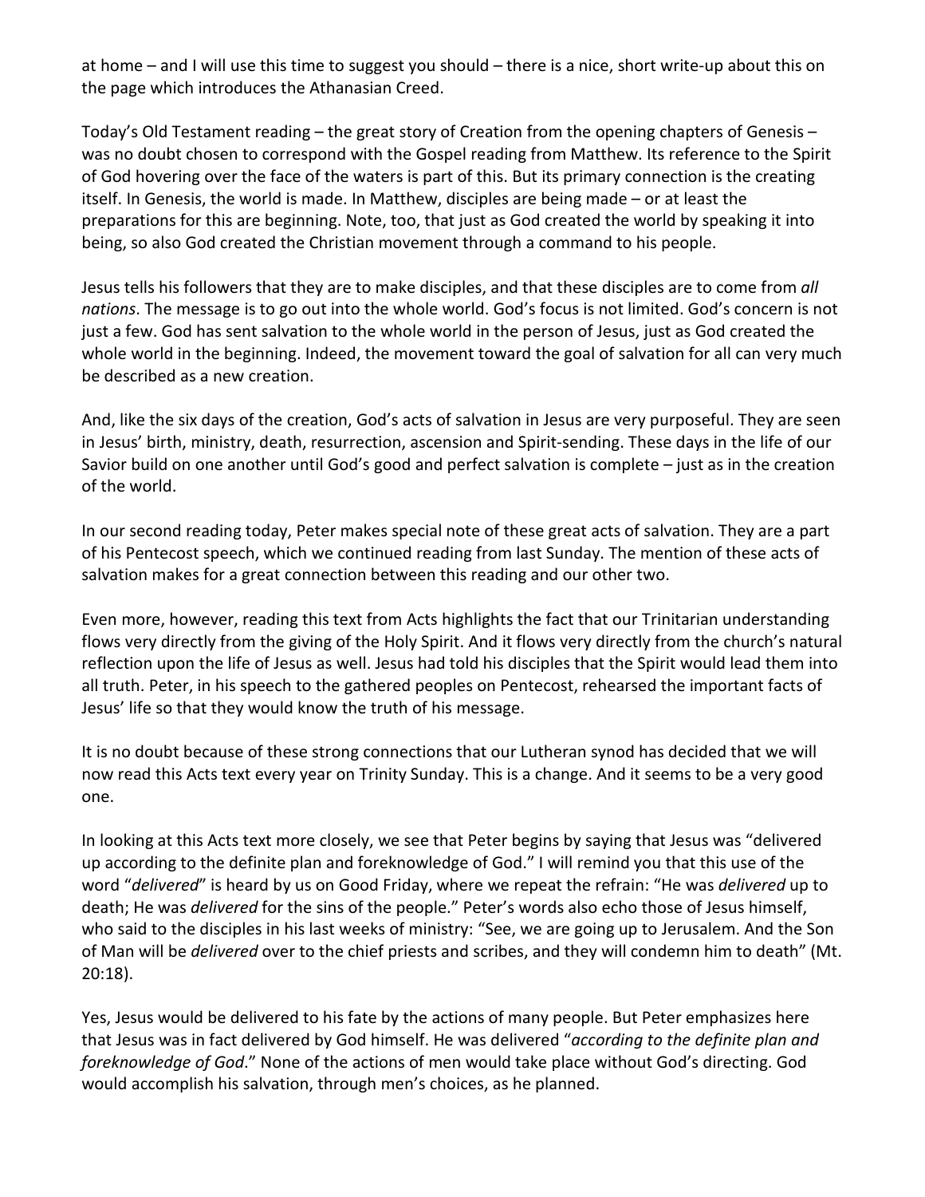at home – and I will use this time to suggest you should – there is a nice, short write-up about this on the page which introduces the Athanasian Creed.

Today's Old Testament reading – the great story of Creation from the opening chapters of Genesis – was no doubt chosen to correspond with the Gospel reading from Matthew. Its reference to the Spirit of God hovering over the face of the waters is part of this. But its primary connection is the creating itself. In Genesis, the world is made. In Matthew, disciples are being made – or at least the preparations for this are beginning. Note, too, that just as God created the world by speaking it into being, so also God created the Christian movement through a command to his people.

Jesus tells his followers that they are to make disciples, and that these disciples are to come from *all nations*. The message is to go out into the whole world. God's focus is not limited. God's concern is not just a few. God has sent salvation to the whole world in the person of Jesus, just as God created the whole world in the beginning. Indeed, the movement toward the goal of salvation for all can very much be described as a new creation.

And, like the six days of the creation, God's acts of salvation in Jesus are very purposeful. They are seen in Jesus' birth, ministry, death, resurrection, ascension and Spirit-sending. These days in the life of our Savior build on one another until God's good and perfect salvation is complete – just as in the creation of the world.

In our second reading today, Peter makes special note of these great acts of salvation. They are a part of his Pentecost speech, which we continued reading from last Sunday. The mention of these acts of salvation makes for a great connection between this reading and our other two.

Even more, however, reading this text from Acts highlights the fact that our Trinitarian understanding flows very directly from the giving of the Holy Spirit. And it flows very directly from the church's natural reflection upon the life of Jesus as well. Jesus had told his disciples that the Spirit would lead them into all truth. Peter, in his speech to the gathered peoples on Pentecost, rehearsed the important facts of Jesus' life so that they would know the truth of his message.

It is no doubt because of these strong connections that our Lutheran synod has decided that we will now read this Acts text every year on Trinity Sunday. This is a change. And it seems to be a very good one.

In looking at this Acts text more closely, we see that Peter begins by saying that Jesus was "delivered up according to the definite plan and foreknowledge of God." I will remind you that this use of the word "*delivered*" is heard by us on Good Friday, where we repeat the refrain: "He was *delivered* up to death; He was *delivered* for the sins of the people." Peter's words also echo those of Jesus himself, who said to the disciples in his last weeks of ministry: "See, we are going up to Jerusalem. And the Son of Man will be *delivered* over to the chief priests and scribes, and they will condemn him to death" (Mt. 20:18).

Yes, Jesus would be delivered to his fate by the actions of many people. But Peter emphasizes here that Jesus was in fact delivered by God himself. He was delivered "*according to the definite plan and foreknowledge of God*." None of the actions of men would take place without God's directing. God would accomplish his salvation, through men's choices, as he planned.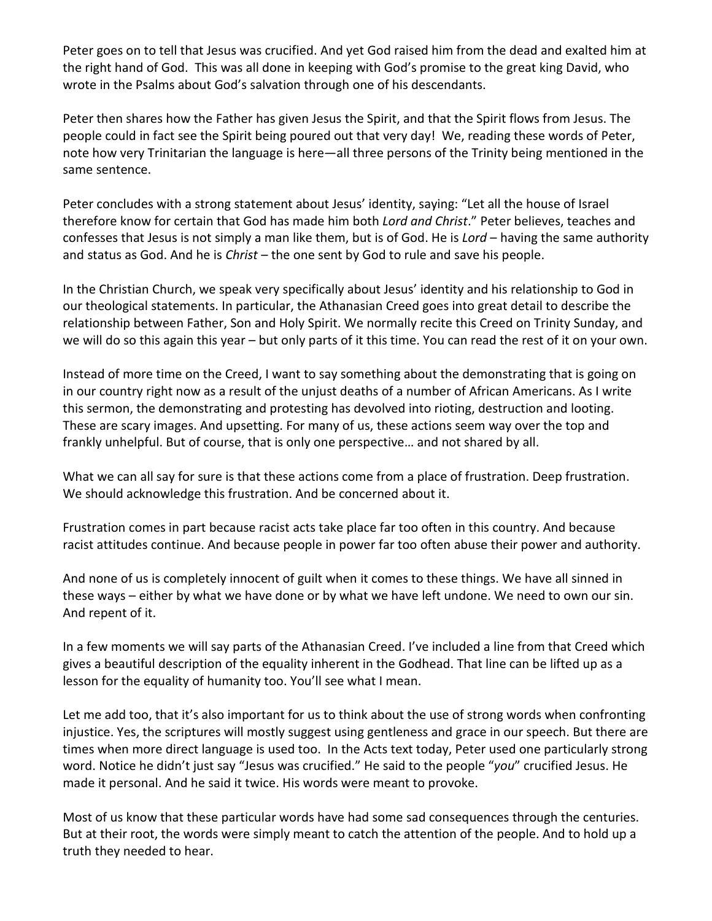Peter goes on to tell that Jesus was crucified. And yet God raised him from the dead and exalted him at the right hand of God. This was all done in keeping with God's promise to the great king David, who wrote in the Psalms about God's salvation through one of his descendants.

Peter then shares how the Father has given Jesus the Spirit, and that the Spirit flows from Jesus. The people could in fact see the Spirit being poured out that very day! We, reading these words of Peter, note how very Trinitarian the language is here—all three persons of the Trinity being mentioned in the same sentence.

Peter concludes with a strong statement about Jesus' identity, saying: "Let all the house of Israel therefore know for certain that God has made him both *Lord and Christ*." Peter believes, teaches and confesses that Jesus is not simply a man like them, but is of God. He is *Lord* – having the same authority and status as God. And he is *Christ* – the one sent by God to rule and save his people.

In the Christian Church, we speak very specifically about Jesus' identity and his relationship to God in our theological statements. In particular, the Athanasian Creed goes into great detail to describe the relationship between Father, Son and Holy Spirit. We normally recite this Creed on Trinity Sunday, and we will do so this again this year – but only parts of it this time. You can read the rest of it on your own.

Instead of more time on the Creed, I want to say something about the demonstrating that is going on in our country right now as a result of the unjust deaths of a number of African Americans. As I write this sermon, the demonstrating and protesting has devolved into rioting, destruction and looting. These are scary images. And upsetting. For many of us, these actions seem way over the top and frankly unhelpful. But of course, that is only one perspective… and not shared by all.

What we can all say for sure is that these actions come from a place of frustration. Deep frustration. We should acknowledge this frustration. And be concerned about it.

Frustration comes in part because racist acts take place far too often in this country. And because racist attitudes continue. And because people in power far too often abuse their power and authority.

And none of us is completely innocent of guilt when it comes to these things. We have all sinned in these ways – either by what we have done or by what we have left undone. We need to own our sin. And repent of it.

In a few moments we will say parts of the Athanasian Creed. I've included a line from that Creed which gives a beautiful description of the equality inherent in the Godhead. That line can be lifted up as a lesson for the equality of humanity too. You'll see what I mean.

Let me add too, that it's also important for us to think about the use of strong words when confronting injustice. Yes, the scriptures will mostly suggest using gentleness and grace in our speech. But there are times when more direct language is used too. In the Acts text today, Peter used one particularly strong word. Notice he didn't just say "Jesus was crucified." He said to the people "*you*" crucified Jesus. He made it personal. And he said it twice. His words were meant to provoke.

Most of us know that these particular words have had some sad consequences through the centuries. But at their root, the words were simply meant to catch the attention of the people. And to hold up a truth they needed to hear.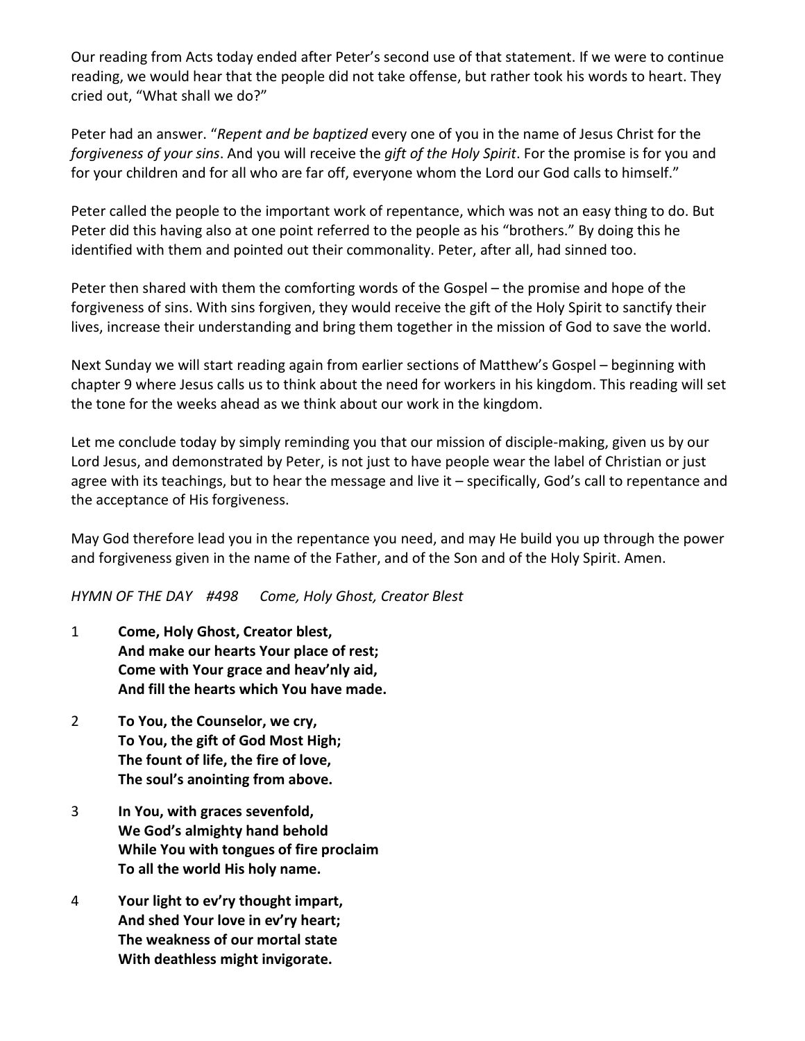Our reading from Acts today ended after Peter's second use of that statement. If we were to continue reading, we would hear that the people did not take offense, but rather took his words to heart. They cried out, "What shall we do?"

Peter had an answer. "*Repent and be baptized* every one of you in the name of Jesus Christ for the *forgiveness of your sins*. And you will receive the *gift of the Holy Spirit*. For the promise is for you and for your children and for all who are far off, everyone whom the Lord our God calls to himself."

Peter called the people to the important work of repentance, which was not an easy thing to do. But Peter did this having also at one point referred to the people as his "brothers." By doing this he identified with them and pointed out their commonality. Peter, after all, had sinned too.

Peter then shared with them the comforting words of the Gospel – the promise and hope of the forgiveness of sins. With sins forgiven, they would receive the gift of the Holy Spirit to sanctify their lives, increase their understanding and bring them together in the mission of God to save the world.

Next Sunday we will start reading again from earlier sections of Matthew's Gospel – beginning with chapter 9 where Jesus calls us to think about the need for workers in his kingdom. This reading will set the tone for the weeks ahead as we think about our work in the kingdom.

Let me conclude today by simply reminding you that our mission of disciple-making, given us by our Lord Jesus, and demonstrated by Peter, is not just to have people wear the label of Christian or just agree with its teachings, but to hear the message and live it – specifically, God's call to repentance and the acceptance of His forgiveness.

May God therefore lead you in the repentance you need, and may He build you up through the power and forgiveness given in the name of the Father, and of the Son and of the Holy Spirit. Amen.

*HYMN OF THE DAY #498 Come, Holy Ghost, Creator Blest*

1 **Come, Holy Ghost, Creator blest,**
**And make our hearts Your place of rest;**
**Come with Your grace and heav'nly aid,**
**And fill the hearts which You have made.**

2 **To You, the Counselor, we cry,**
**To You, the gift of God Most High;**
**The fount of life, the fire of love,**
**The soul's anointing from above.**

3 **In You, with graces sevenfold,**
**We God's almighty hand behold**
**While You with tongues of fire proclaim**
**To all the world His holy name.**

4 **Your light to ev'ry thought impart,**
**And shed Your love in ev'ry heart;**
**The weakness of our mortal state**
**With deathless might invigorate.**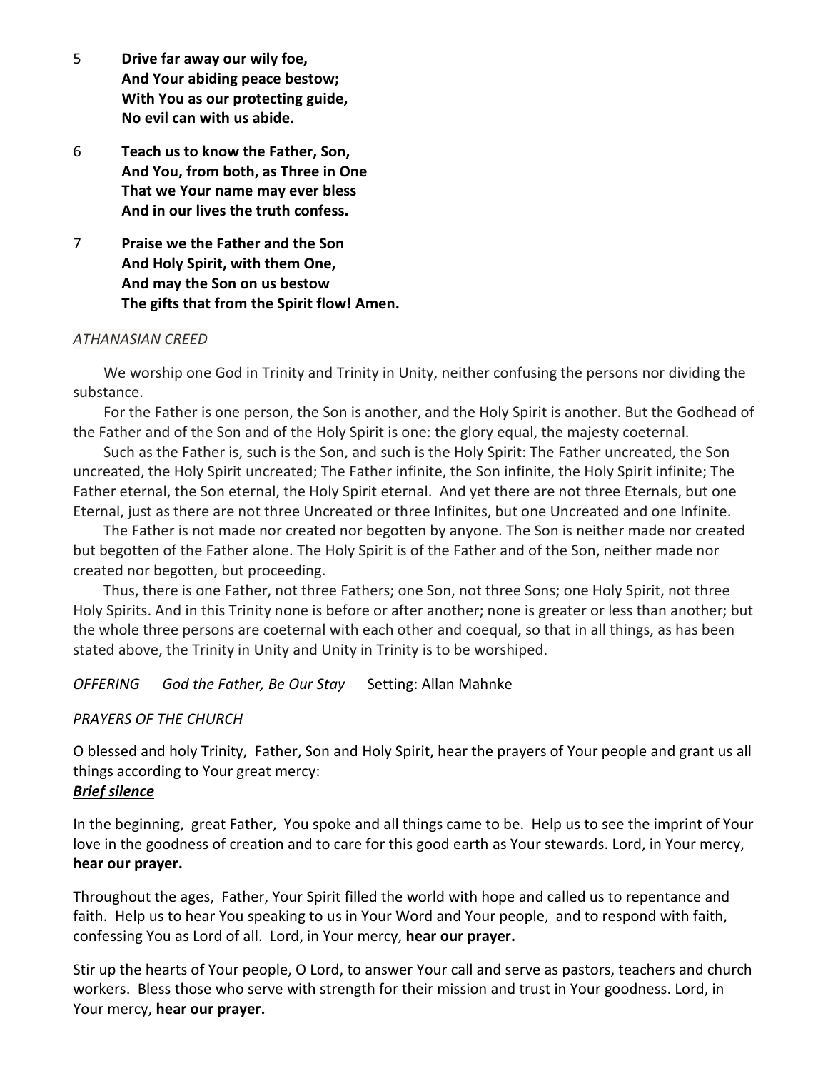5 **Drive far away our wily foe,**
**And Your abiding peace bestow;**
**With You as our protecting guide,**
**No evil can with us abide.**

6 **Teach us to know the Father, Son,**
**And You, from both, as Three in One**
**That we Your name may ever bless**
**And in our lives the truth confess.**

7 **Praise we the Father and the Son**
**And Holy Spirit, with them One,**
**And may the Son on us bestow**
**The gifts that from the Spirit flow! Amen.**

*ATHANASIAN CREED*

We worship one God in Trinity and Trinity in Unity, neither confusing the persons nor dividing the substance.

For the Father is one person, the Son is another, and the Holy Spirit is another. But the Godhead of the Father and of the Son and of the Holy Spirit is one: the glory equal, the majesty coeternal.

Such as the Father is, such is the Son, and such is the Holy Spirit: The Father uncreated, the Son uncreated, the Holy Spirit uncreated; The Father infinite, the Son infinite, the Holy Spirit infinite; The Father eternal, the Son eternal, the Holy Spirit eternal. And yet there are not three Eternals, but one Eternal, just as there are not three Uncreated or three Infinites, but one Uncreated and one Infinite.

The Father is not made nor created nor begotten by anyone. The Son is neither made nor created but begotten of the Father alone. The Holy Spirit is of the Father and of the Son, neither made nor created nor begotten, but proceeding.

Thus, there is one Father, not three Fathers; one Son, not three Sons; one Holy Spirit, not three Holy Spirits. And in this Trinity none is before or after another; none is greater or less than another; but the whole three persons are coeternal with each other and coequal, so that in all things, as has been stated above, the Trinity in Unity and Unity in Trinity is to be worshiped.

*OFFERING* *God the Father, Be Our Stay* Setting: Allan Mahnke

*PRAYERS OF THE CHURCH*

O blessed and holy Trinity, Father, Son and Holy Spirit, hear the prayers of Your people and grant us all things according to Your great mercy:
***Brief silence***

In the beginning, great Father, You spoke and all things came to be. Help us to see the imprint of Your love in the goodness of creation and to care for this good earth as Your stewards. Lord, in Your mercy, **hear our prayer.**

Throughout the ages, Father, Your Spirit filled the world with hope and called us to repentance and faith. Help us to hear You speaking to us in Your Word and Your people, and to respond with faith, confessing You as Lord of all. Lord, in Your mercy, **hear our prayer.**

Stir up the hearts of Your people, O Lord, to answer Your call and serve as pastors, teachers and church workers. Bless those who serve with strength for their mission and trust in Your goodness. Lord, in Your mercy, **hear our prayer.**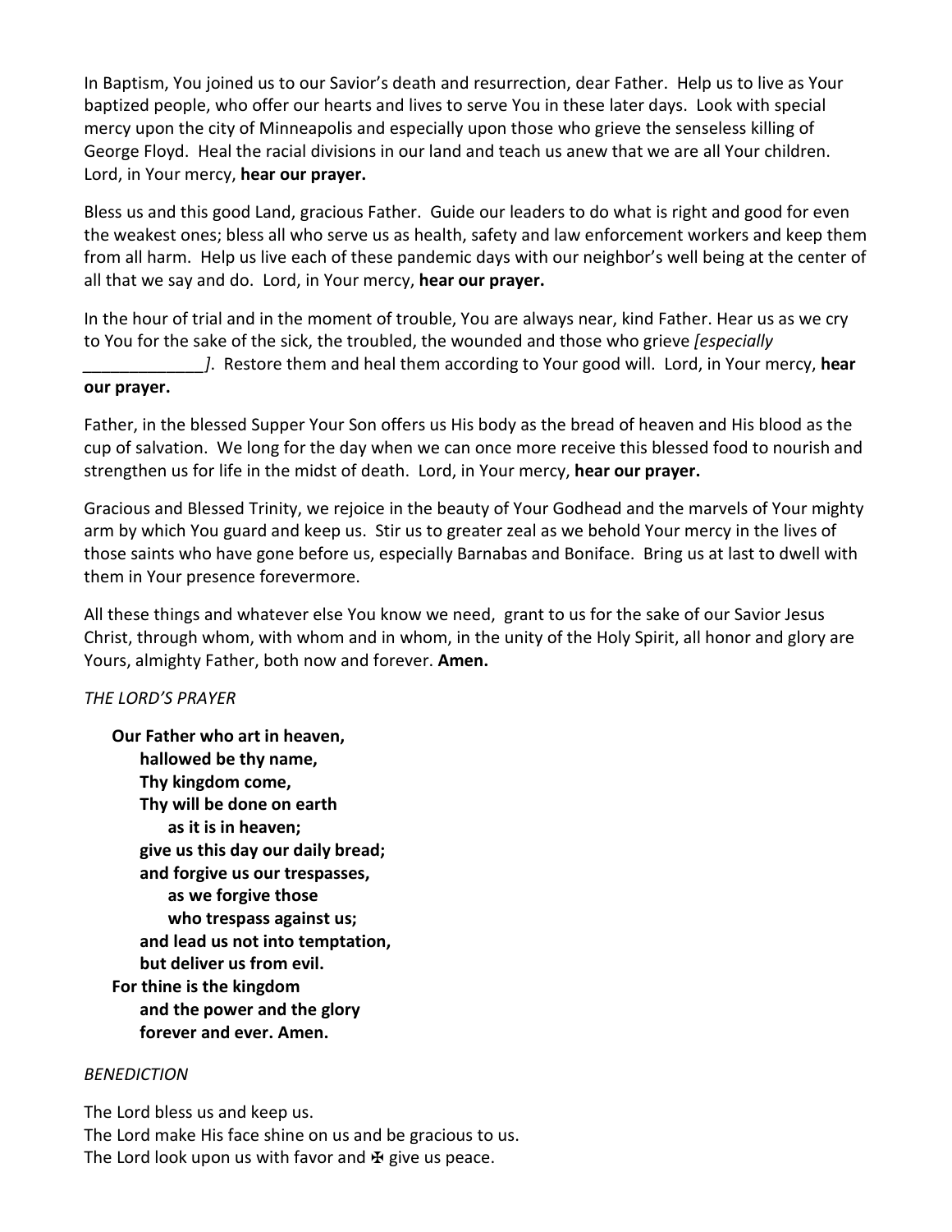In Baptism, You joined us to our Savior's death and resurrection, dear Father. Help us to live as Your baptized people, who offer our hearts and lives to serve You in these later days. Look with special mercy upon the city of Minneapolis and especially upon those who grieve the senseless killing of George Floyd. Heal the racial divisions in our land and teach us anew that we are all Your children. Lord, in Your mercy, **hear our prayer.**

Bless us and this good Land, gracious Father. Guide our leaders to do what is right and good for even the weakest ones; bless all who serve us as health, safety and law enforcement workers and keep them from all harm. Help us live each of these pandemic days with our neighbor's well being at the center of all that we say and do. Lord, in Your mercy, **hear our prayer.**

In the hour of trial and in the moment of trouble, You are always near, kind Father. Hear us as we cry to You for the sake of the sick, the troubled, the wounded and those who grieve *[especially _____________]*. Restore them and heal them according to Your good will. Lord, in Your mercy, **hear our prayer.**

Father, in the blessed Supper Your Son offers us His body as the bread of heaven and His blood as the cup of salvation. We long for the day when we can once more receive this blessed food to nourish and strengthen us for life in the midst of death. Lord, in Your mercy, **hear our prayer.**

Gracious and Blessed Trinity, we rejoice in the beauty of Your Godhead and the marvels of Your mighty arm by which You guard and keep us. Stir us to greater zeal as we behold Your mercy in the lives of those saints who have gone before us, especially Barnabas and Boniface. Bring us at last to dwell with them in Your presence forevermore.

All these things and whatever else You know we need, grant to us for the sake of our Savior Jesus Christ, through whom, with whom and in whom, in the unity of the Holy Spirit, all honor and glory are Yours, almighty Father, both now and forever. **Amen.**

*THE LORD'S PRAYER*

**Our Father who art in heaven,**
**hallowed be thy name,**
**Thy kingdom come,**
**Thy will be done on earth**
**as it is in heaven;**
**give us this day our daily bread;**
**and forgive us our trespasses,**
**as we forgive those**
**who trespass against us;**
**and lead us not into temptation,**
**but deliver us from evil.**
**For thine is the kingdom**
**and the power and the glory**
**forever and ever. Amen.**

*BENEDICTION*

The Lord bless us and keep us.
The Lord make His face shine on us and be gracious to us.
The Lord look upon us with favor and ✠ give us peace.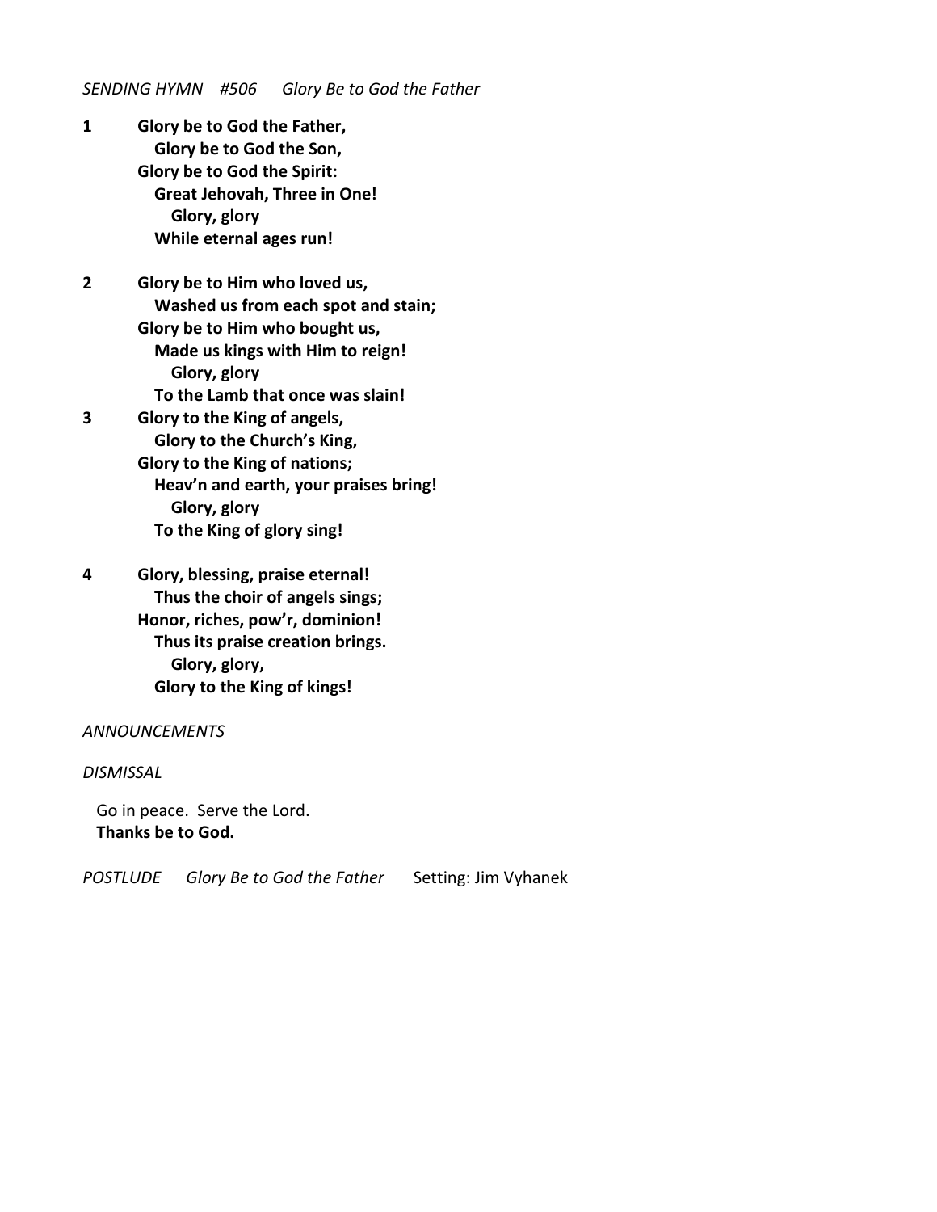*SENDING HYMN #506 Glory Be to God the Father*

**1** **Glory be to God the Father,**
**Glory be to God the Son,**
**Glory be to God the Spirit:**
**Great Jehovah, Three in One!**
**Glory, glory**
**While eternal ages run!**

**2** **Glory be to Him who loved us,**
**Washed us from each spot and stain;**
**Glory be to Him who bought us,**
**Made us kings with Him to reign!**
**Glory, glory**
**To the Lamb that once was slain!**

**3** **Glory to the King of angels,**
**Glory to the Church's King,**
**Glory to the King of nations;**
**Heav'n and earth, your praises bring!**
**Glory, glory**
**To the King of glory sing!**

**4** **Glory, blessing, praise eternal!**
**Thus the choir of angels sings;**
**Honor, riches, pow'r, dominion!**
**Thus its praise creation brings.**
**Glory, glory,**
**Glory to the King of kings!**

*ANNOUNCEMENTS*

*DISMISSAL*

Go in peace. Serve the Lord.
**Thanks be to God.**

*POSTLUDE Glory Be to God the Father* Setting: Jim Vyhanek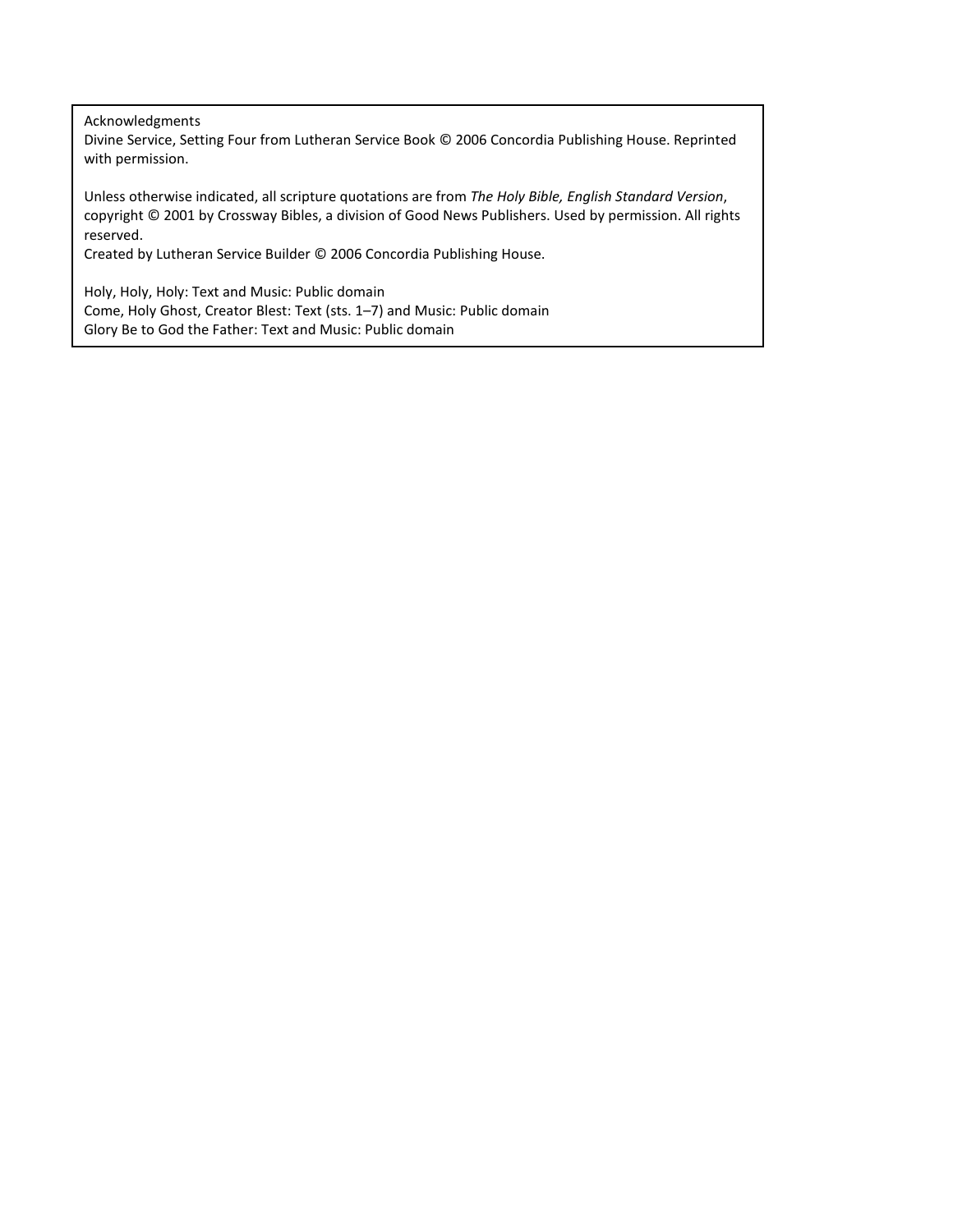Acknowledgments
Divine Service, Setting Four from Lutheran Service Book © 2006 Concordia Publishing House. Reprinted with permission.

Unless otherwise indicated, all scripture quotations are from *The Holy Bible, English Standard Version*, copyright © 2001 by Crossway Bibles, a division of Good News Publishers. Used by permission. All rights reserved.
Created by Lutheran Service Builder © 2006 Concordia Publishing House.

Holy, Holy, Holy: Text and Music: Public domain
Come, Holy Ghost, Creator Blest: Text (sts. 1–7) and Music: Public domain
Glory Be to God the Father: Text and Music: Public domain